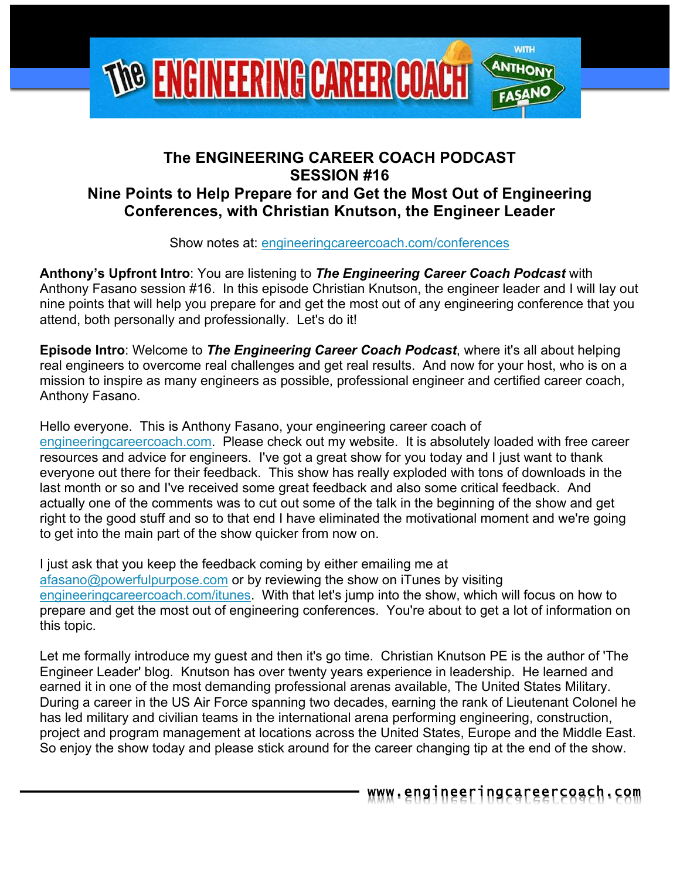# The ENGINEERING CAREER COACH PODCAST
# SESSION #16
# Nine Points to Help Prepare for and Get the Most Out of Engineering Conferences, with Christian Knutson, the Engineer Leader

Show notes at: engineeringcareercoach.com/conferences

**Anthony's Upfront Intro**: You are listening to ***The Engineering Career Coach Podcast*** with Anthony Fasano session #16. In this episode Christian Knutson, the engineer leader and I will lay out nine points that will help you prepare for and get the most out of any engineering conference that you attend, both personally and professionally. Let's do it!

**Episode Intro**: Welcome to ***The Engineering Career Coach Podcast***, where it's all about helping real engineers to overcome real challenges and get real results. And now for your host, who is on a mission to inspire as many engineers as possible, professional engineer and certified career coach, Anthony Fasano.

Hello everyone. This is Anthony Fasano, your engineering career coach of engineeringcareercoach.com. Please check out my website. It is absolutely loaded with free career resources and advice for engineers. I've got a great show for you today and I just want to thank everyone out there for their feedback. This show has really exploded with tons of downloads in the last month or so and I've received some great feedback and also some critical feedback. And actually one of the comments was to cut out some of the talk in the beginning of the show and get right to the good stuff and so to that end I have eliminated the motivational moment and we're going to get into the main part of the show quicker from now on.

I just ask that you keep the feedback coming by either emailing me at afasano@powerfulpurpose.com or by reviewing the show on iTunes by visiting engineeringcareercoach.com/itunes. With that let's jump into the show, which will focus on how to prepare and get the most out of engineering conferences. You're about to get a lot of information on this topic.

Let me formally introduce my guest and then it's go time. Christian Knutson PE is the author of 'The Engineer Leader' blog. Knutson has over twenty years experience in leadership. He learned and earned it in one of the most demanding professional arenas available, The United States Military. During a career in the US Air Force spanning two decades, earning the rank of Lieutenant Colonel he has led military and civilian teams in the international arena performing engineering, construction, project and program management at locations across the United States, Europe and the Middle East. So enjoy the show today and please stick around for the career changing tip at the end of the show.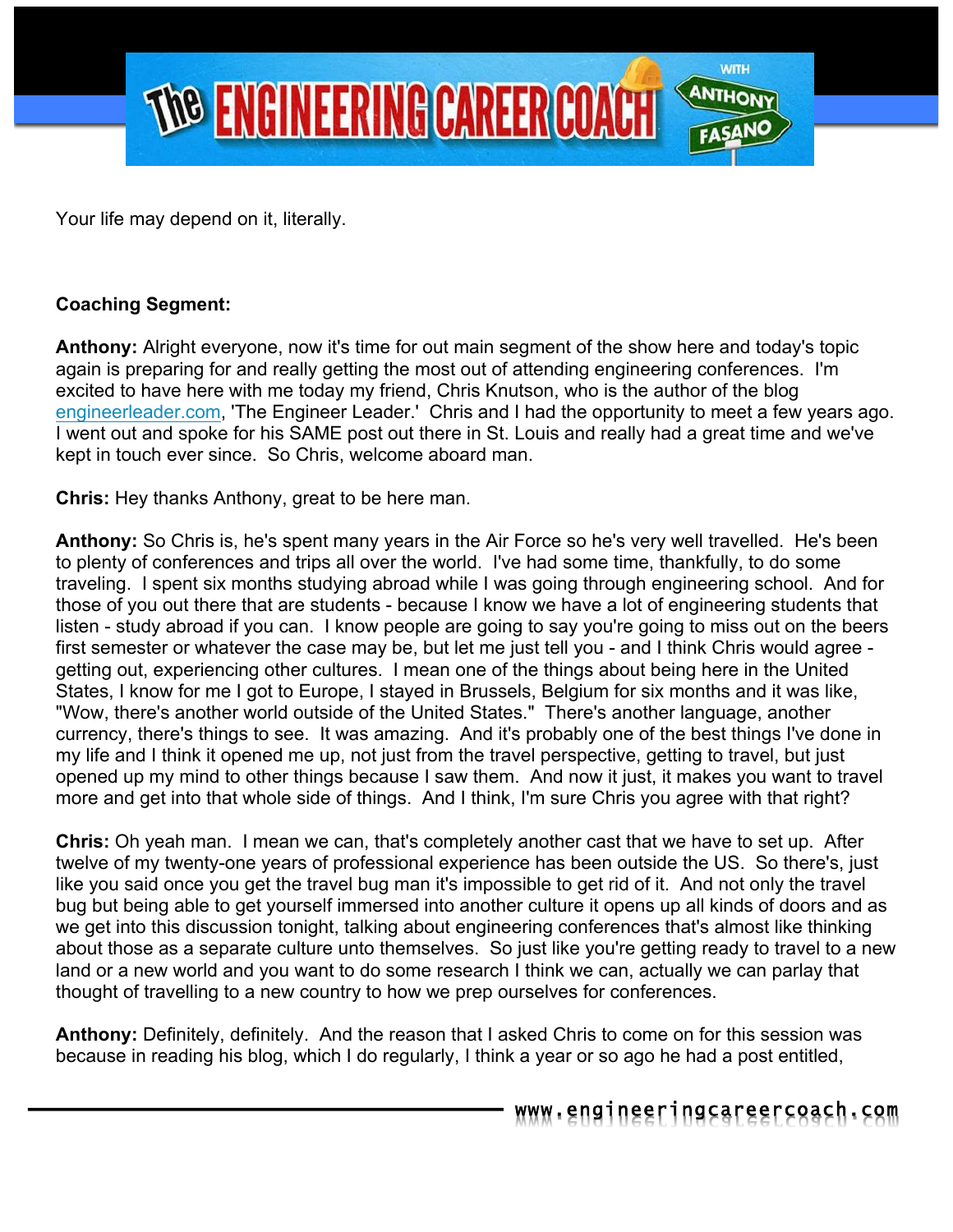Your life may depend on it, literally.

**Coaching Segment:**

**Anthony:** Alright everyone, now it's time for out main segment of the show here and today's topic again is preparing for and really getting the most out of attending engineering conferences. I'm excited to have here with me today my friend, Chris Knutson, who is the author of the blog engineerleader.com, 'The Engineer Leader.' Chris and I had the opportunity to meet a few years ago. I went out and spoke for his SAME post out there in St. Louis and really had a great time and we've kept in touch ever since. So Chris, welcome aboard man.

**Chris:** Hey thanks Anthony, great to be here man.

**Anthony:** So Chris is, he's spent many years in the Air Force so he's very well travelled. He's been to plenty of conferences and trips all over the world. I've had some time, thankfully, to do some traveling. I spent six months studying abroad while I was going through engineering school. And for those of you out there that are students - because I know we have a lot of engineering students that listen - study abroad if you can. I know people are going to say you're going to miss out on the beers first semester or whatever the case may be, but let me just tell you - and I think Chris would agree - getting out, experiencing other cultures. I mean one of the things about being here in the United States, I know for me I got to Europe, I stayed in Brussels, Belgium for six months and it was like, "Wow, there's another world outside of the United States." There's another language, another currency, there's things to see. It was amazing. And it's probably one of the best things I've done in my life and I think it opened me up, not just from the travel perspective, getting to travel, but just opened up my mind to other things because I saw them. And now it just, it makes you want to travel more and get into that whole side of things. And I think, I'm sure Chris you agree with that right?

**Chris:** Oh yeah man. I mean we can, that's completely another cast that we have to set up. After twelve of my twenty-one years of professional experience has been outside the US. So there's, just like you said once you get the travel bug man it's impossible to get rid of it. And not only the travel bug but being able to get yourself immersed into another culture it opens up all kinds of doors and as we get into this discussion tonight, talking about engineering conferences that's almost like thinking about those as a separate culture unto themselves. So just like you're getting ready to travel to a new land or a new world and you want to do some research I think we can, actually we can parlay that thought of travelling to a new country to how we prep ourselves for conferences.

**Anthony:** Definitely, definitely. And the reason that I asked Chris to come on for this session was because in reading his blog, which I do regularly, I think a year or so ago he had a post entitled,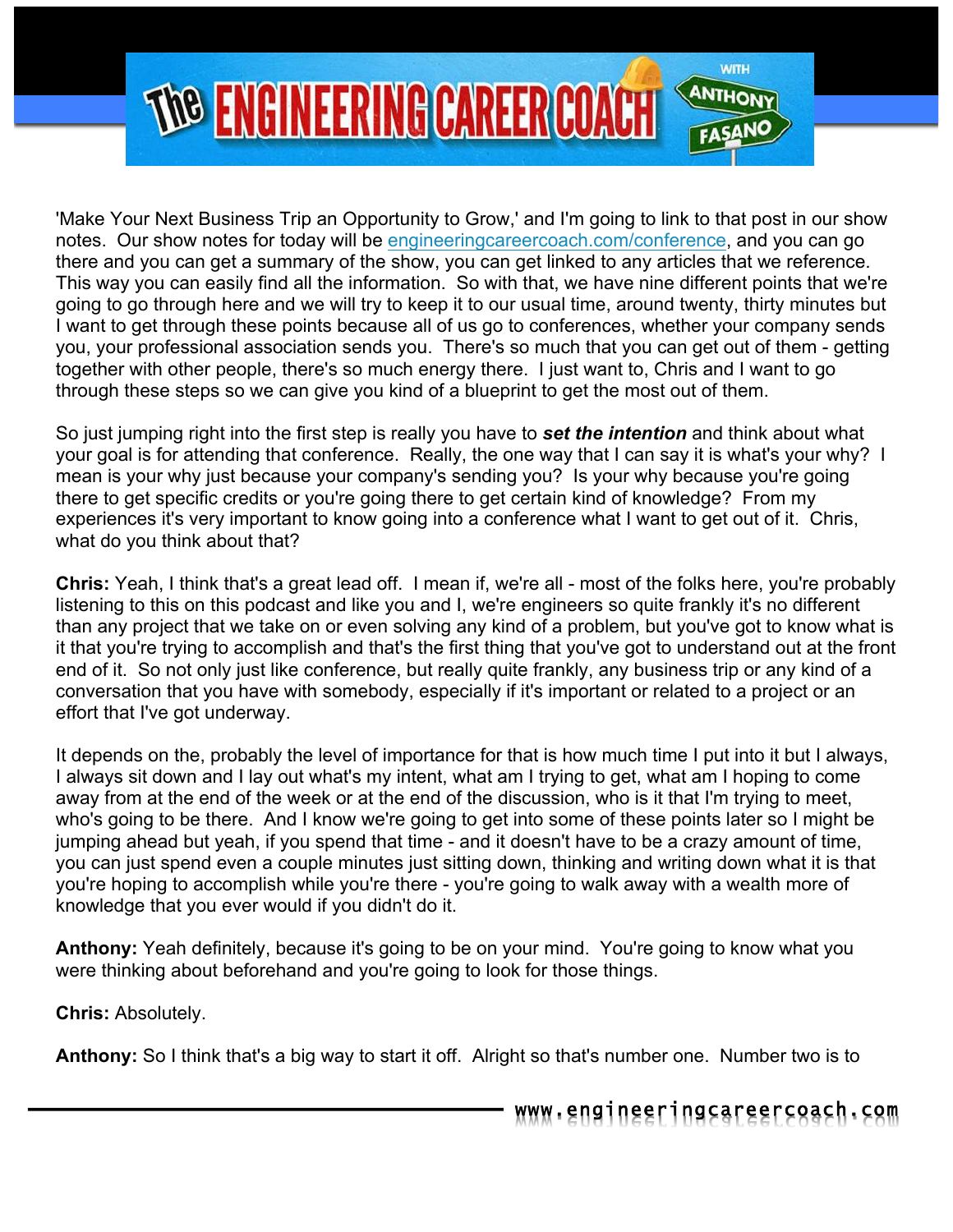'Make Your Next Business Trip an Opportunity to Grow,' and I'm going to link to that post in our show notes. Our show notes for today will be [engineeringcareercoach.com/conference](engineeringcareercoach.com/conference), and you can go there and you can get a summary of the show, you can get linked to any articles that we reference. This way you can easily find all the information. So with that, we have nine different points that we're going to go through here and we will try to keep it to our usual time, around twenty, thirty minutes but I want to get through these points because all of us go to conferences, whether your company sends you, your professional association sends you. There's so much that you can get out of them - getting together with other people, there's so much energy there. I just want to, Chris and I want to go through these steps so we can give you kind of a blueprint to get the most out of them.

So just jumping right into the first step is really you have to ***set the intention*** and think about what your goal is for attending that conference. Really, the one way that I can say it is what's your why? I mean is your why just because your company's sending you? Is your why because you're going there to get specific credits or you're going there to get certain kind of knowledge? From my experiences it's very important to know going into a conference what I want to get out of it. Chris, what do you think about that?

**Chris:** Yeah, I think that's a great lead off. I mean if, we're all - most of the folks here, you're probably listening to this on this podcast and like you and I, we're engineers so quite frankly it's no different than any project that we take on or even solving any kind of a problem, but you've got to know what is it that you're trying to accomplish and that's the first thing that you've got to understand out at the front end of it. So not only just like conference, but really quite frankly, any business trip or any kind of a conversation that you have with somebody, especially if it's important or related to a project or an effort that I've got underway.

It depends on the, probably the level of importance for that is how much time I put into it but I always, I always sit down and I lay out what's my intent, what am I trying to get, what am I hoping to come away from at the end of the week or at the end of the discussion, who is it that I'm trying to meet, who's going to be there. And I know we're going to get into some of these points later so I might be jumping ahead but yeah, if you spend that time - and it doesn't have to be a crazy amount of time, you can just spend even a couple minutes just sitting down, thinking and writing down what it is that you're hoping to accomplish while you're there - you're going to walk away with a wealth more of knowledge that you ever would if you didn't do it.

**Anthony:** Yeah definitely, because it's going to be on your mind. You're going to know what you were thinking about beforehand and you're going to look for those things.

**Chris:** Absolutely.

**Anthony:** So I think that's a big way to start it off. Alright so that's number one. Number two is to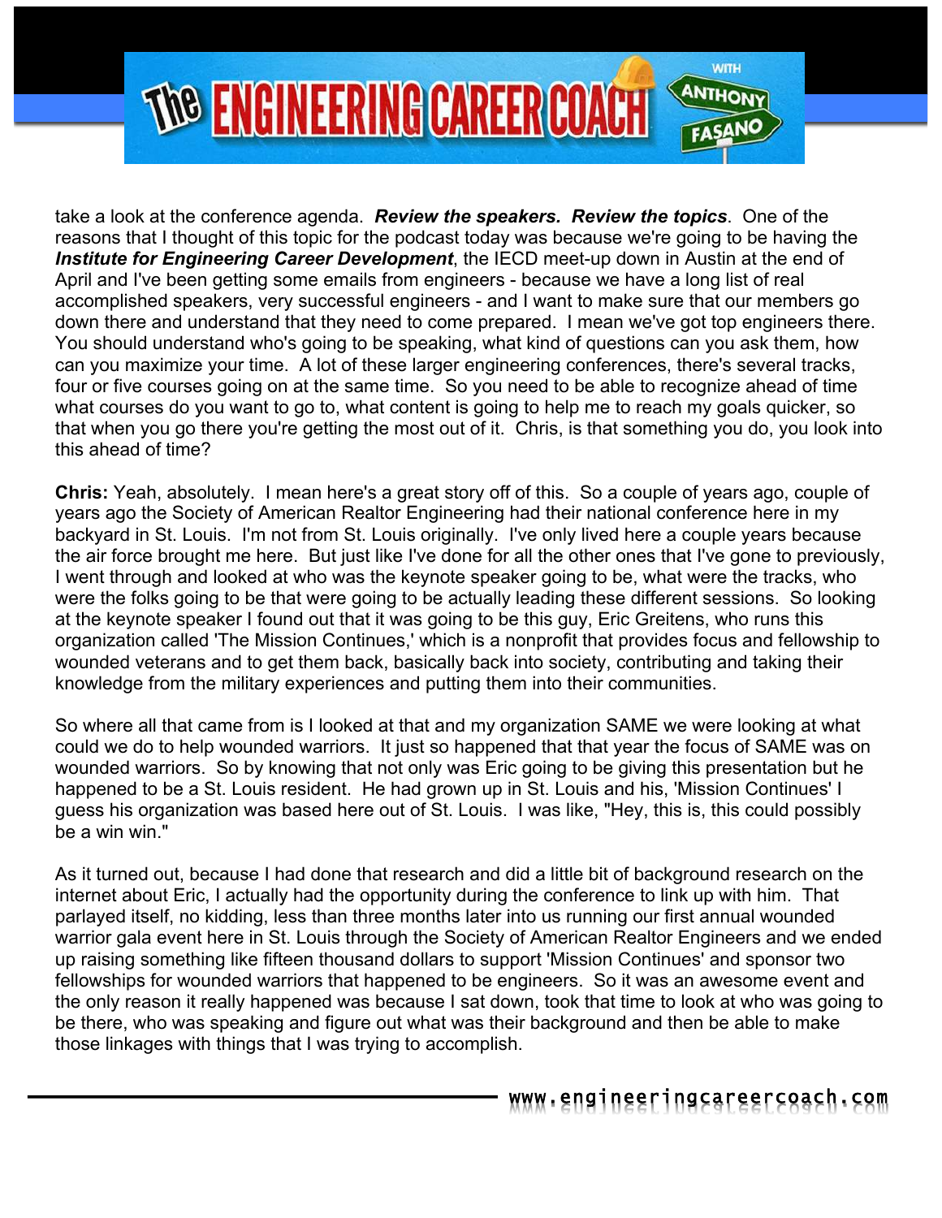take a look at the conference agenda. ***Review the speakers. Review the topics***. One of the reasons that I thought of this topic for the podcast today was because we're going to be having the ***Institute for Engineering Career Development***, the IECD meet-up down in Austin at the end of April and I've been getting some emails from engineers - because we have a long list of real accomplished speakers, very successful engineers - and I want to make sure that our members go down there and understand that they need to come prepared. I mean we've got top engineers there. You should understand who's going to be speaking, what kind of questions can you ask them, how can you maximize your time. A lot of these larger engineering conferences, there's several tracks, four or five courses going on at the same time. So you need to be able to recognize ahead of time what courses do you want to go to, what content is going to help me to reach my goals quicker, so that when you go there you're getting the most out of it. Chris, is that something you do, you look into this ahead of time?

**Chris:** Yeah, absolutely. I mean here's a great story off of this. So a couple of years ago, couple of years ago the Society of American Realtor Engineering had their national conference here in my backyard in St. Louis. I'm not from St. Louis originally. I've only lived here a couple years because the air force brought me here. But just like I've done for all the other ones that I've gone to previously, I went through and looked at who was the keynote speaker going to be, what were the tracks, who were the folks going to be that were going to be actually leading these different sessions. So looking at the keynote speaker I found out that it was going to be this guy, Eric Greitens, who runs this organization called 'The Mission Continues,' which is a nonprofit that provides focus and fellowship to wounded veterans and to get them back, basically back into society, contributing and taking their knowledge from the military experiences and putting them into their communities.

So where all that came from is I looked at that and my organization SAME we were looking at what could we do to help wounded warriors. It just so happened that that year the focus of SAME was on wounded warriors. So by knowing that not only was Eric going to be giving this presentation but he happened to be a St. Louis resident. He had grown up in St. Louis and his, 'Mission Continues' I guess his organization was based here out of St. Louis. I was like, "Hey, this is, this could possibly be a win win."

As it turned out, because I had done that research and did a little bit of background research on the internet about Eric, I actually had the opportunity during the conference to link up with him. That parlayed itself, no kidding, less than three months later into us running our first annual wounded warrior gala event here in St. Louis through the Society of American Realtor Engineers and we ended up raising something like fifteen thousand dollars to support 'Mission Continues' and sponsor two fellowships for wounded warriors that happened to be engineers. So it was an awesome event and the only reason it really happened was because I sat down, took that time to look at who was going to be there, who was speaking and figure out what was their background and then be able to make those linkages with things that I was trying to accomplish.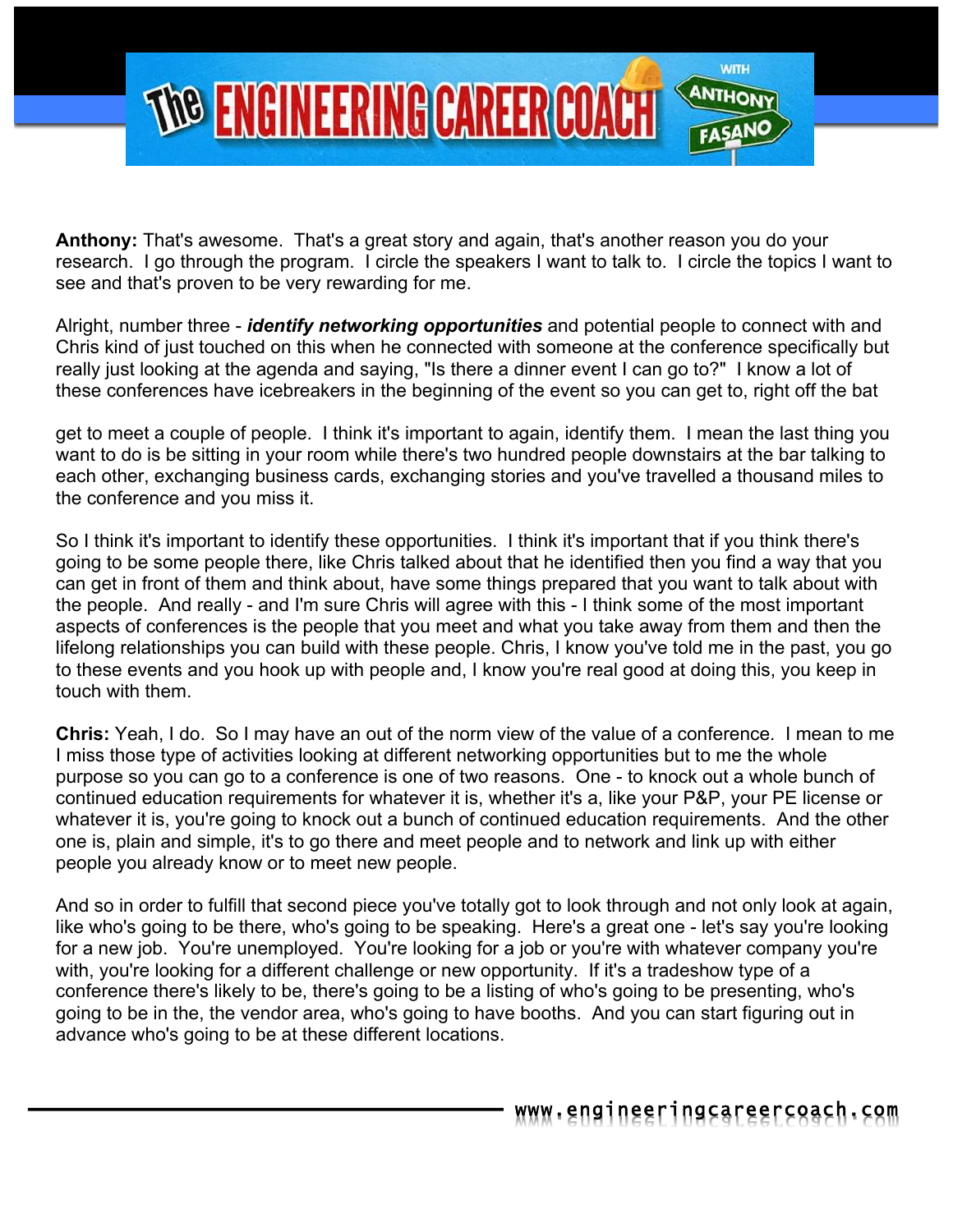**Anthony:** That's awesome. That's a great story and again, that's another reason you do your research. I go through the program. I circle the speakers I want to talk to. I circle the topics I want to see and that's proven to be very rewarding for me.

Alright, number three - ***identify networking opportunities*** and potential people to connect with and Chris kind of just touched on this when he connected with someone at the conference specifically but really just looking at the agenda and saying, "Is there a dinner event I can go to?" I know a lot of these conferences have icebreakers in the beginning of the event so you can get to, right off the bat

get to meet a couple of people. I think it's important to again, identify them. I mean the last thing you want to do is be sitting in your room while there's two hundred people downstairs at the bar talking to each other, exchanging business cards, exchanging stories and you've travelled a thousand miles to the conference and you miss it.

So I think it's important to identify these opportunities. I think it's important that if you think there's going to be some people there, like Chris talked about that he identified then you find a way that you can get in front of them and think about, have some things prepared that you want to talk about with the people. And really - and I'm sure Chris will agree with this - I think some of the most important aspects of conferences is the people that you meet and what you take away from them and then the lifelong relationships you can build with these people. Chris, I know you've told me in the past, you go to these events and you hook up with people and, I know you're real good at doing this, you keep in touch with them.

**Chris:** Yeah, I do. So I may have an out of the norm view of the value of a conference. I mean to me I miss those type of activities looking at different networking opportunities but to me the whole purpose so you can go to a conference is one of two reasons. One - to knock out a whole bunch of continued education requirements for whatever it is, whether it's a, like your P&P, your PE license or whatever it is, you're going to knock out a bunch of continued education requirements. And the other one is, plain and simple, it's to go there and meet people and to network and link up with either people you already know or to meet new people.

And so in order to fulfill that second piece you've totally got to look through and not only look at again, like who's going to be there, who's going to be speaking. Here's a great one - let's say you're looking for a new job. You're unemployed. You're looking for a job or you're with whatever company you're with, you're looking for a different challenge or new opportunity. If it's a tradeshow type of a conference there's likely to be, there's going to be a listing of who's going to be presenting, who's going to be in the, the vendor area, who's going to have booths. And you can start figuring out in advance who's going to be at these different locations.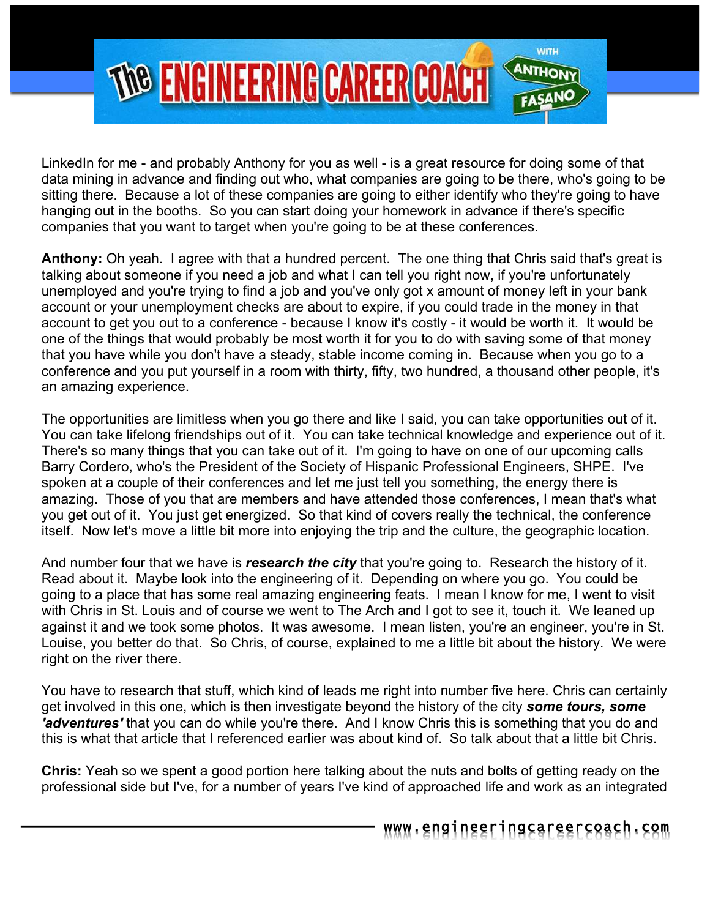LinkedIn for me - and probably Anthony for you as well - is a great resource for doing some of that data mining in advance and finding out who, what companies are going to be there, who's going to be sitting there. Because a lot of these companies are going to either identify who they're going to have hanging out in the booths. So you can start doing your homework in advance if there's specific companies that you want to target when you're going to be at these conferences.

**Anthony:** Oh yeah. I agree with that a hundred percent. The one thing that Chris said that's great is talking about someone if you need a job and what I can tell you right now, if you're unfortunately unemployed and you're trying to find a job and you've only got x amount of money left in your bank account or your unemployment checks are about to expire, if you could trade in the money in that account to get you out to a conference - because I know it's costly - it would be worth it. It would be one of the things that would probably be most worth it for you to do with saving some of that money that you have while you don't have a steady, stable income coming in. Because when you go to a conference and you put yourself in a room with thirty, fifty, two hundred, a thousand other people, it's an amazing experience.

The opportunities are limitless when you go there and like I said, you can take opportunities out of it. You can take lifelong friendships out of it. You can take technical knowledge and experience out of it. There's so many things that you can take out of it. I'm going to have on one of our upcoming calls Barry Cordero, who's the President of the Society of Hispanic Professional Engineers, SHPE. I've spoken at a couple of their conferences and let me just tell you something, the energy there is amazing. Those of you that are members and have attended those conferences, I mean that's what you get out of it. You just get energized. So that kind of covers really the technical, the conference itself. Now let's move a little bit more into enjoying the trip and the culture, the geographic location.

And number four that we have is ***research the city*** that you're going to. Research the history of it. Read about it. Maybe look into the engineering of it. Depending on where you go. You could be going to a place that has some real amazing engineering feats. I mean I know for me, I went to visit with Chris in St. Louis and of course we went to The Arch and I got to see it, touch it. We leaned up against it and we took some photos. It was awesome. I mean listen, you're an engineer, you're in St. Louise, you better do that. So Chris, of course, explained to me a little bit about the history. We were right on the river there.

You have to research that stuff, which kind of leads me right into number five here. Chris can certainly get involved in this one, which is then investigate beyond the history of the city ***some tours, some 'adventures'*** that you can do while you're there. And I know Chris this is something that you do and this is what that article that I referenced earlier was about kind of. So talk about that a little bit Chris.

**Chris:** Yeah so we spent a good portion here talking about the nuts and bolts of getting ready on the professional side but I've, for a number of years I've kind of approached life and work as an integrated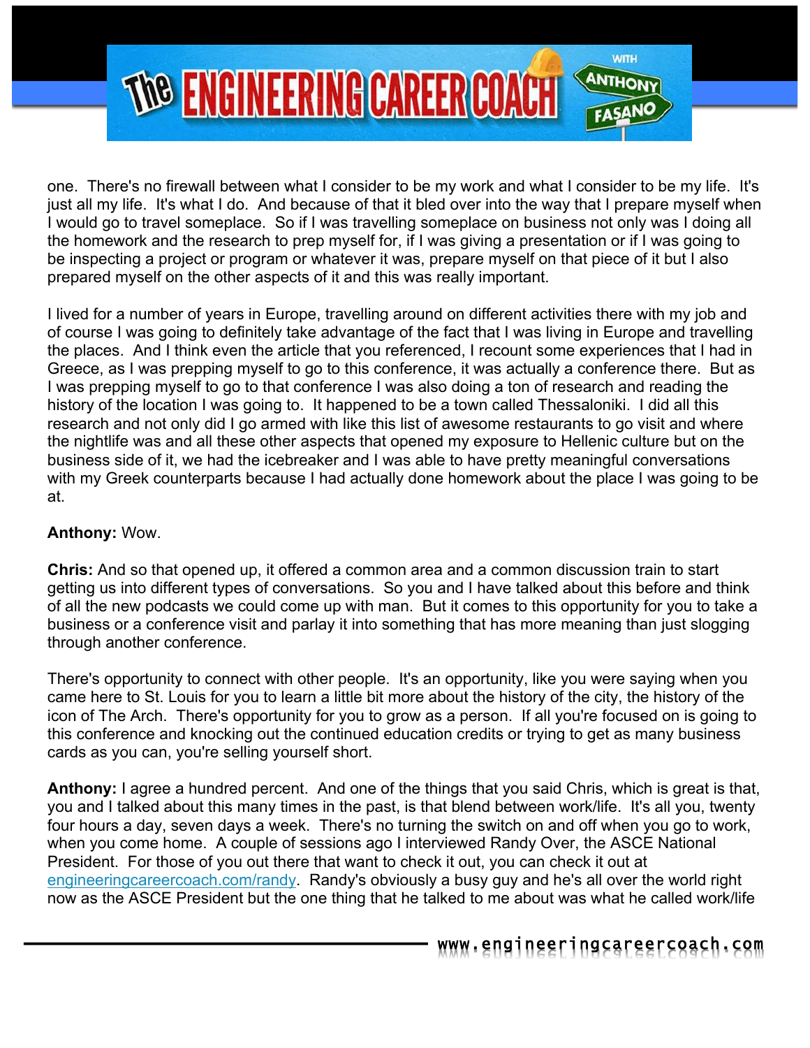one. There's no firewall between what I consider to be my work and what I consider to be my life. It's just all my life. It's what I do. And because of that it bled over into the way that I prepare myself when I would go to travel someplace. So if I was travelling someplace on business not only was I doing all the homework and the research to prep myself for, if I was giving a presentation or if I was going to be inspecting a project or program or whatever it was, prepare myself on that piece of it but I also prepared myself on the other aspects of it and this was really important.

I lived for a number of years in Europe, travelling around on different activities there with my job and of course I was going to definitely take advantage of the fact that I was living in Europe and travelling the places. And I think even the article that you referenced, I recount some experiences that I had in Greece, as I was prepping myself to go to this conference, it was actually a conference there. But as I was prepping myself to go to that conference I was also doing a ton of research and reading the history of the location I was going to. It happened to be a town called Thessaloniki. I did all this research and not only did I go armed with like this list of awesome restaurants to go visit and where the nightlife was and all these other aspects that opened my exposure to Hellenic culture but on the business side of it, we had the icebreaker and I was able to have pretty meaningful conversations with my Greek counterparts because I had actually done homework about the place I was going to be at.

**Anthony:** Wow.

**Chris:** And so that opened up, it offered a common area and a common discussion train to start getting us into different types of conversations. So you and I have talked about this before and think of all the new podcasts we could come up with man. But it comes to this opportunity for you to take a business or a conference visit and parlay it into something that has more meaning than just slogging through another conference.

There's opportunity to connect with other people. It's an opportunity, like you were saying when you came here to St. Louis for you to learn a little bit more about the history of the city, the history of the icon of The Arch. There's opportunity for you to grow as a person. If all you're focused on is going to this conference and knocking out the continued education credits or trying to get as many business cards as you can, you're selling yourself short.

**Anthony:** I agree a hundred percent. And one of the things that you said Chris, which is great is that, you and I talked about this many times in the past, is that blend between work/life. It's all you, twenty four hours a day, seven days a week. There's no turning the switch on and off when you go to work, when you come home. A couple of sessions ago I interviewed Randy Over, the ASCE National President. For those of you out there that want to check it out, you can check it out at engineeringcareercoach.com/randy. Randy's obviously a busy guy and he's all over the world right now as the ASCE President but the one thing that he talked to me about was what he called work/life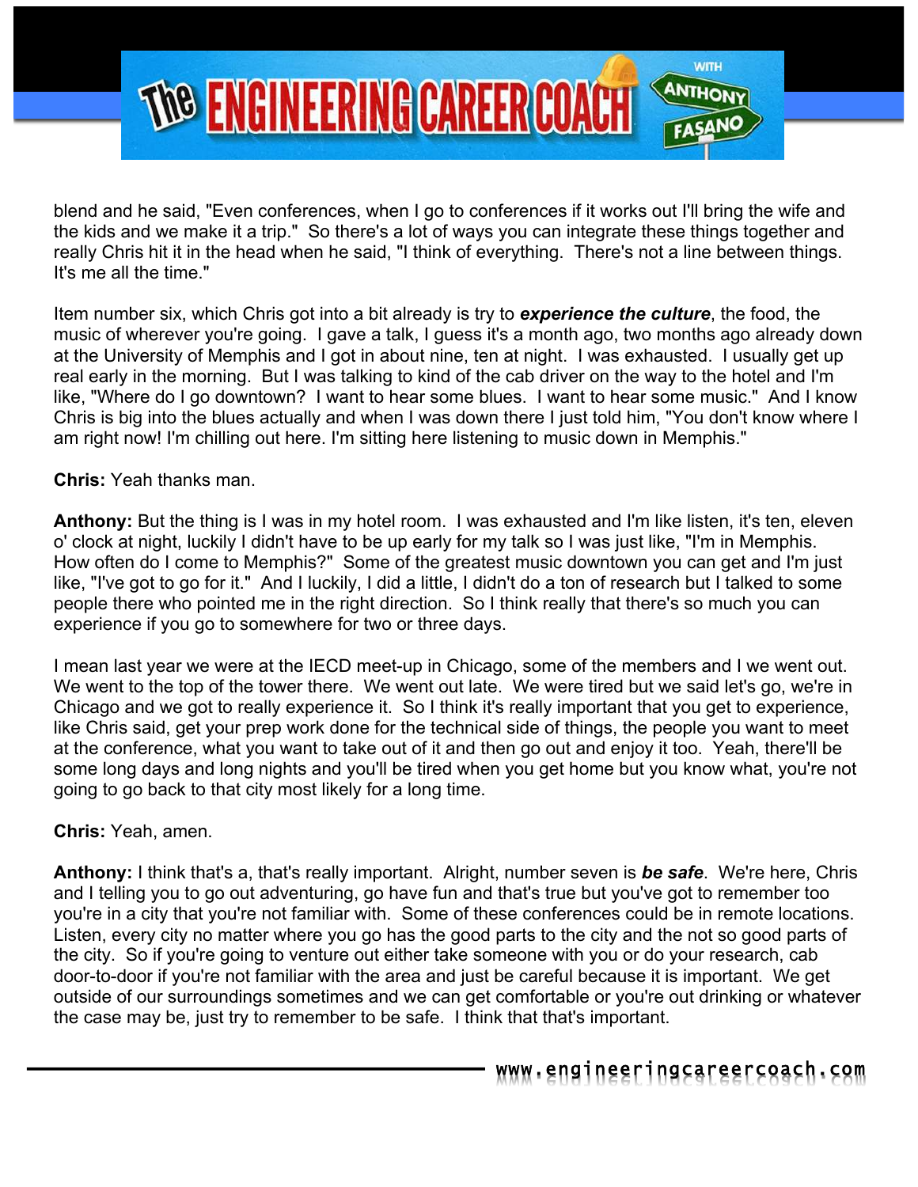blend and he said, "Even conferences, when I go to conferences if it works out I'll bring the wife and the kids and we make it a trip." So there's a lot of ways you can integrate these things together and really Chris hit it in the head when he said, "I think of everything. There's not a line between things. It's me all the time."

Item number six, which Chris got into a bit already is try to ***experience the culture***, the food, the music of wherever you're going. I gave a talk, I guess it's a month ago, two months ago already down at the University of Memphis and I got in about nine, ten at night. I was exhausted. I usually get up real early in the morning. But I was talking to kind of the cab driver on the way to the hotel and I'm like, "Where do I go downtown? I want to hear some blues. I want to hear some music." And I know Chris is big into the blues actually and when I was down there I just told him, "You don't know where I am right now! I'm chilling out here. I'm sitting here listening to music down in Memphis."

**Chris:** Yeah thanks man.

**Anthony:** But the thing is I was in my hotel room. I was exhausted and I'm like listen, it's ten, eleven o' clock at night, luckily I didn't have to be up early for my talk so I was just like, "I'm in Memphis. How often do I come to Memphis?" Some of the greatest music downtown you can get and I'm just like, "I've got to go for it." And I luckily, I did a little, I didn't do a ton of research but I talked to some people there who pointed me in the right direction. So I think really that there's so much you can experience if you go to somewhere for two or three days.

I mean last year we were at the IECD meet-up in Chicago, some of the members and I we went out. We went to the top of the tower there. We went out late. We were tired but we said let's go, we're in Chicago and we got to really experience it. So I think it's really important that you get to experience, like Chris said, get your prep work done for the technical side of things, the people you want to meet at the conference, what you want to take out of it and then go out and enjoy it too. Yeah, there'll be some long days and long nights and you'll be tired when you get home but you know what, you're not going to go back to that city most likely for a long time.

**Chris:** Yeah, amen.

**Anthony:** I think that's a, that's really important. Alright, number seven is ***be safe***. We're here, Chris and I telling you to go out adventuring, go have fun and that's true but you've got to remember too you're in a city that you're not familiar with. Some of these conferences could be in remote locations. Listen, every city no matter where you go has the good parts to the city and the not so good parts of the city. So if you're going to venture out either take someone with you or do your research, cab door-to-door if you're not familiar with the area and just be careful because it is important. We get outside of our surroundings sometimes and we can get comfortable or you're out drinking or whatever the case may be, just try to remember to be safe. I think that that's important.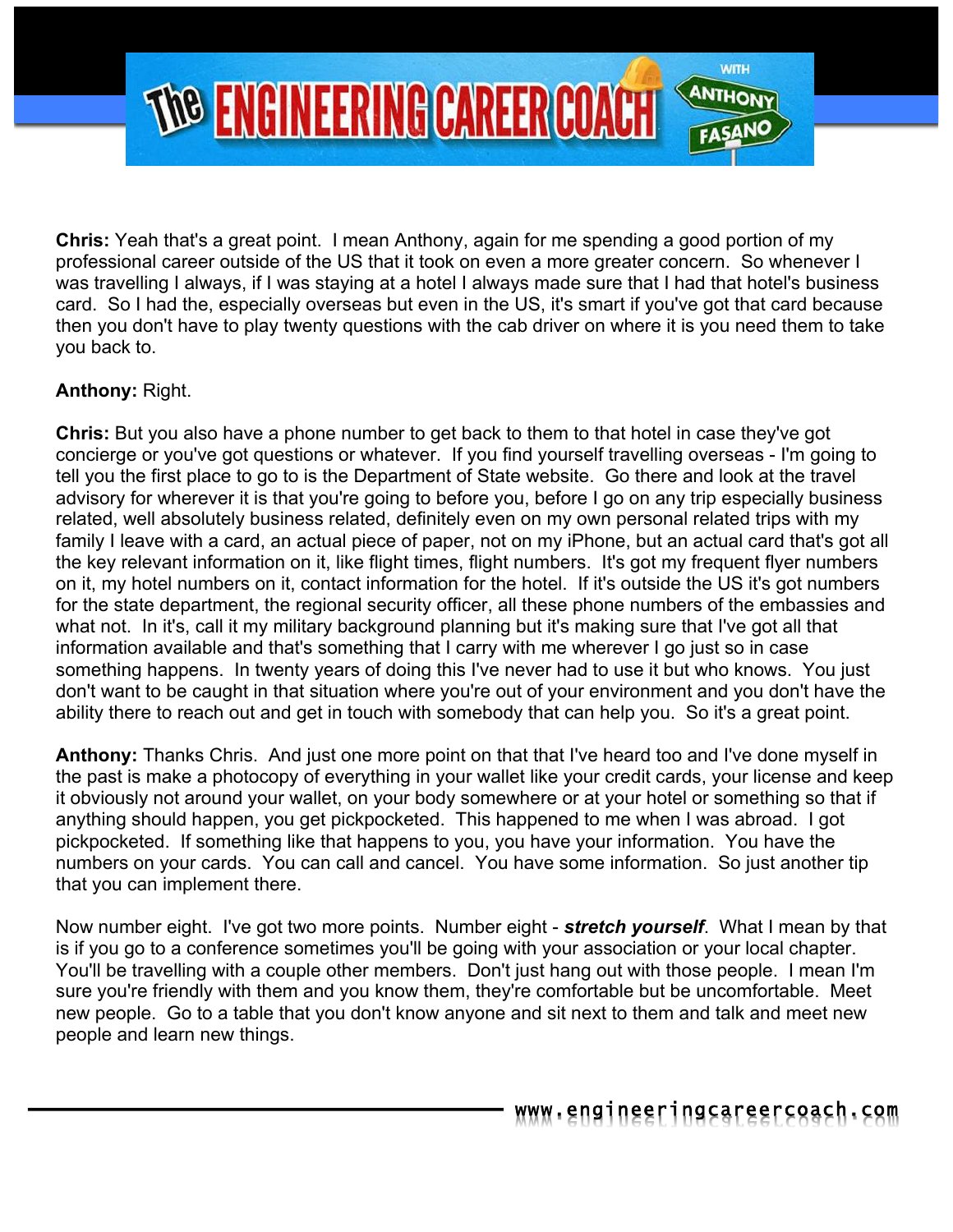**Chris:** Yeah that's a great point. I mean Anthony, again for me spending a good portion of my professional career outside of the US that it took on even a more greater concern. So whenever I was travelling I always, if I was staying at a hotel I always made sure that I had that hotel's business card. So I had the, especially overseas but even in the US, it's smart if you've got that card because then you don't have to play twenty questions with the cab driver on where it is you need them to take you back to.

**Anthony:** Right.

**Chris:** But you also have a phone number to get back to them to that hotel in case they've got concierge or you've got questions or whatever. If you find yourself travelling overseas - I'm going to tell you the first place to go to is the Department of State website. Go there and look at the travel advisory for wherever it is that you're going to before you, before I go on any trip especially business related, well absolutely business related, definitely even on my own personal related trips with my family I leave with a card, an actual piece of paper, not on my iPhone, but an actual card that's got all the key relevant information on it, like flight times, flight numbers. It's got my frequent flyer numbers on it, my hotel numbers on it, contact information for the hotel. If it's outside the US it's got numbers for the state department, the regional security officer, all these phone numbers of the embassies and what not. In it's, call it my military background planning but it's making sure that I've got all that information available and that's something that I carry with me wherever I go just so in case something happens. In twenty years of doing this I've never had to use it but who knows. You just don't want to be caught in that situation where you're out of your environment and you don't have the ability there to reach out and get in touch with somebody that can help you. So it's a great point.

**Anthony:** Thanks Chris. And just one more point on that that I've heard too and I've done myself in the past is make a photocopy of everything in your wallet like your credit cards, your license and keep it obviously not around your wallet, on your body somewhere or at your hotel or something so that if anything should happen, you get pickpocketed. This happened to me when I was abroad. I got pickpocketed. If something like that happens to you, you have your information. You have the numbers on your cards. You can call and cancel. You have some information. So just another tip that you can implement there.

Now number eight. I've got two more points. Number eight - ***stretch yourself***. What I mean by that is if you go to a conference sometimes you'll be going with your association or your local chapter. You'll be travelling with a couple other members. Don't just hang out with those people. I mean I'm sure you're friendly with them and you know them, they're comfortable but be uncomfortable. Meet new people. Go to a table that you don't know anyone and sit next to them and talk and meet new people and learn new things.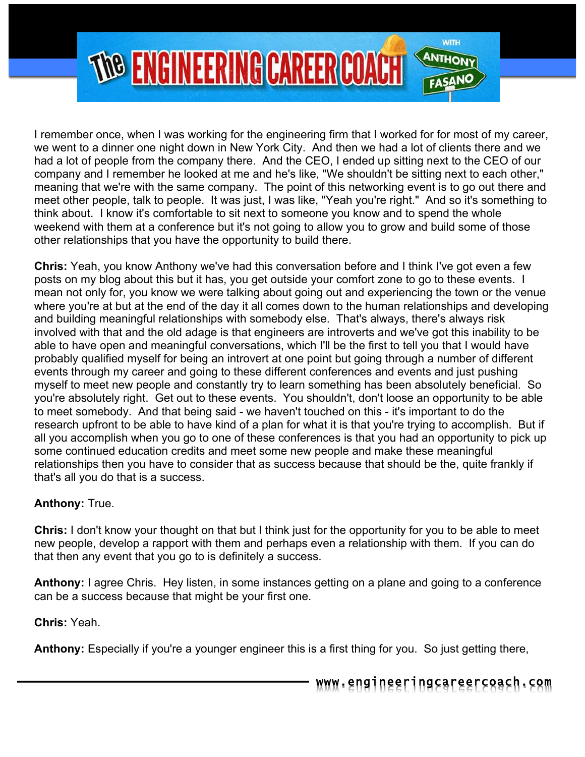I remember once, when I was working for the engineering firm that I worked for for most of my career, we went to a dinner one night down in New York City. And then we had a lot of clients there and we had a lot of people from the company there. And the CEO, I ended up sitting next to the CEO of our company and I remember he looked at me and he's like, "We shouldn't be sitting next to each other," meaning that we're with the same company. The point of this networking event is to go out there and meet other people, talk to people. It was just, I was like, "Yeah you're right." And so it's something to think about. I know it's comfortable to sit next to someone you know and to spend the whole weekend with them at a conference but it's not going to allow you to grow and build some of those other relationships that you have the opportunity to build there.

**Chris:** Yeah, you know Anthony we've had this conversation before and I think I've got even a few posts on my blog about this but it has, you get outside your comfort zone to go to these events. I mean not only for, you know we were talking about going out and experiencing the town or the venue where you're at but at the end of the day it all comes down to the human relationships and developing and building meaningful relationships with somebody else. That's always, there's always risk involved with that and the old adage is that engineers are introverts and we've got this inability to be able to have open and meaningful conversations, which I'll be the first to tell you that I would have probably qualified myself for being an introvert at one point but going through a number of different events through my career and going to these different conferences and events and just pushing myself to meet new people and constantly try to learn something has been absolutely beneficial. So you're absolutely right. Get out to these events. You shouldn't, don't loose an opportunity to be able to meet somebody. And that being said - we haven't touched on this - it's important to do the research upfront to be able to have kind of a plan for what it is that you're trying to accomplish. But if all you accomplish when you go to one of these conferences is that you had an opportunity to pick up some continued education credits and meet some new people and make these meaningful relationships then you have to consider that as success because that should be the, quite frankly if that's all you do that is a success.

**Anthony:** True.

**Chris:** I don't know your thought on that but I think just for the opportunity for you to be able to meet new people, develop a rapport with them and perhaps even a relationship with them. If you can do that then any event that you go to is definitely a success.

**Anthony:** I agree Chris. Hey listen, in some instances getting on a plane and going to a conference can be a success because that might be your first one.

**Chris:** Yeah.

**Anthony:** Especially if you're a younger engineer this is a first thing for you. So just getting there,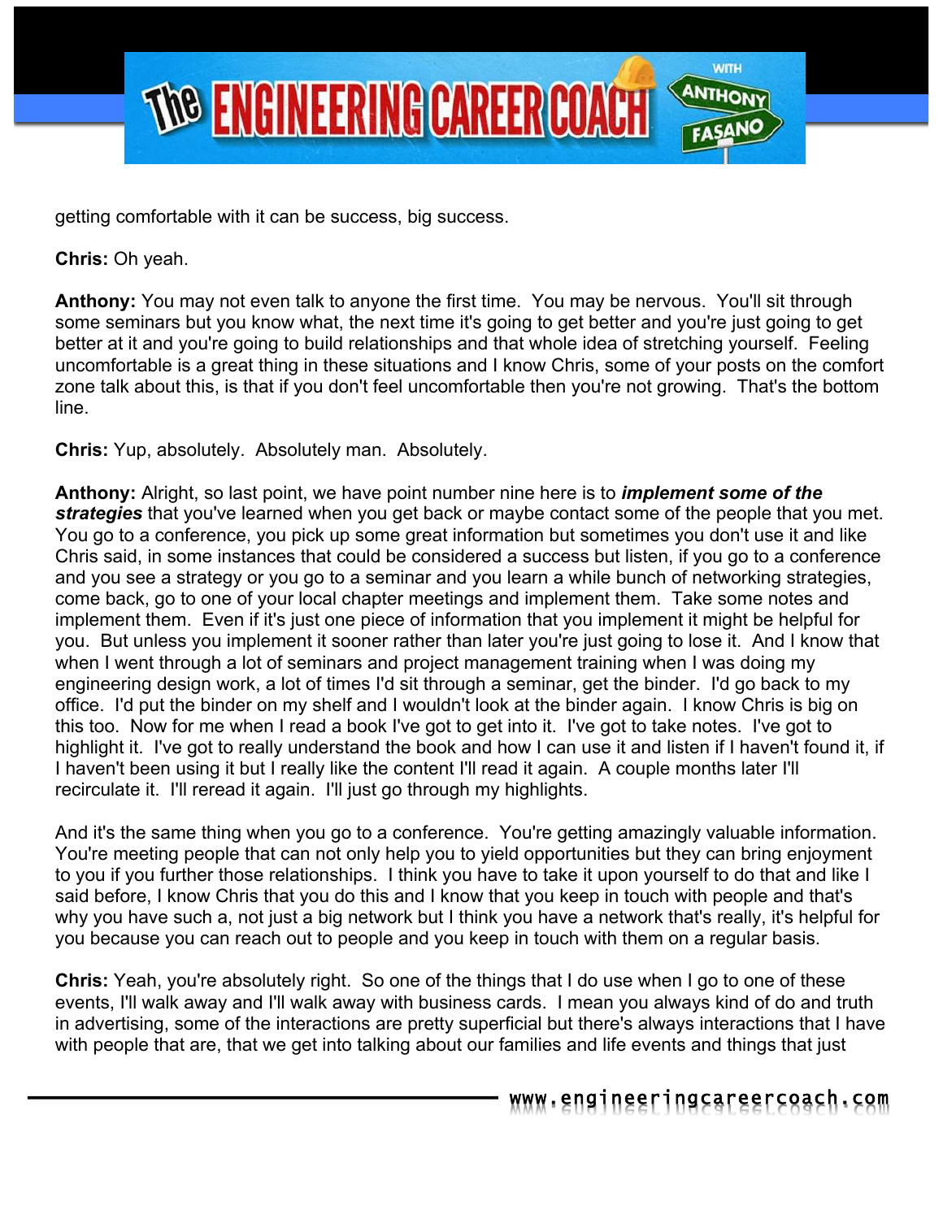getting comfortable with it can be success, big success.

**Chris:** Oh yeah.

**Anthony:** You may not even talk to anyone the first time. You may be nervous. You'll sit through some seminars but you know what, the next time it's going to get better and you're just going to get better at it and you're going to build relationships and that whole idea of stretching yourself. Feeling uncomfortable is a great thing in these situations and I know Chris, some of your posts on the comfort zone talk about this, is that if you don't feel uncomfortable then you're not growing. That's the bottom line.

**Chris:** Yup, absolutely. Absolutely man. Absolutely.

**Anthony:** Alright, so last point, we have point number nine here is to ***implement some of the strategies*** that you've learned when you get back or maybe contact some of the people that you met. You go to a conference, you pick up some great information but sometimes you don't use it and like Chris said, in some instances that could be considered a success but listen, if you go to a conference and you see a strategy or you go to a seminar and you learn a while bunch of networking strategies, come back, go to one of your local chapter meetings and implement them. Take some notes and implement them. Even if it's just one piece of information that you implement it might be helpful for you. But unless you implement it sooner rather than later you're just going to lose it. And I know that when I went through a lot of seminars and project management training when I was doing my engineering design work, a lot of times I'd sit through a seminar, get the binder. I'd go back to my office. I'd put the binder on my shelf and I wouldn't look at the binder again. I know Chris is big on this too. Now for me when I read a book I've got to get into it. I've got to take notes. I've got to highlight it. I've got to really understand the book and how I can use it and listen if I haven't found it, if I haven't been using it but I really like the content I'll read it again. A couple months later I'll recirculate it. I'll reread it again. I'll just go through my highlights.

And it's the same thing when you go to a conference. You're getting amazingly valuable information. You're meeting people that can not only help you to yield opportunities but they can bring enjoyment to you if you further those relationships. I think you have to take it upon yourself to do that and like I said before, I know Chris that you do this and I know that you keep in touch with people and that's why you have such a, not just a big network but I think you have a network that's really, it's helpful for you because you can reach out to people and you keep in touch with them on a regular basis.

**Chris:** Yeah, you're absolutely right. So one of the things that I do use when I go to one of these events, I'll walk away and I'll walk away with business cards. I mean you always kind of do and truth in advertising, some of the interactions are pretty superficial but there's always interactions that I have with people that are, that we get into talking about our families and life events and things that just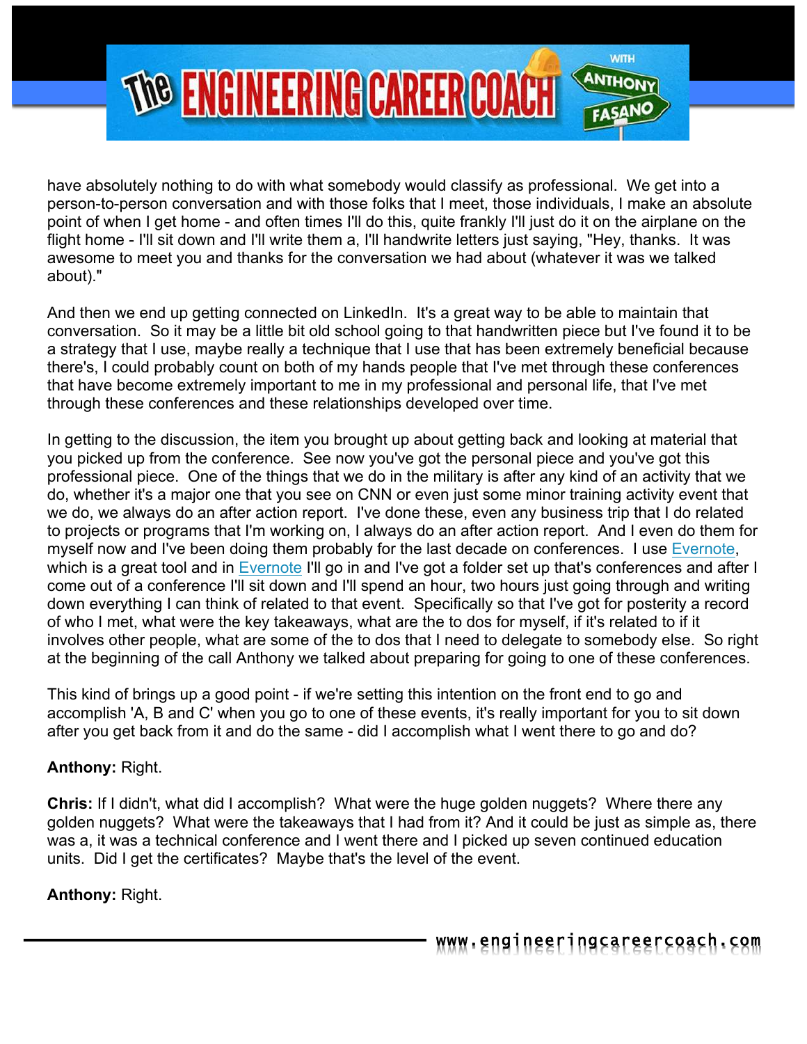have absolutely nothing to do with what somebody would classify as professional. We get into a person-to-person conversation and with those folks that I meet, those individuals, I make an absolute point of when I get home - and often times I'll do this, quite frankly I'll just do it on the airplane on the flight home - I'll sit down and I'll write them a, I'll handwrite letters just saying, "Hey, thanks. It was awesome to meet you and thanks for the conversation we had about (whatever it was we talked about)."

And then we end up getting connected on LinkedIn. It's a great way to be able to maintain that conversation. So it may be a little bit old school going to that handwritten piece but I've found it to be a strategy that I use, maybe really a technique that I use that has been extremely beneficial because there's, I could probably count on both of my hands people that I've met through these conferences that have become extremely important to me in my professional and personal life, that I've met through these conferences and these relationships developed over time.

In getting to the discussion, the item you brought up about getting back and looking at material that you picked up from the conference. See now you've got the personal piece and you've got this professional piece. One of the things that we do in the military is after any kind of an activity that we do, whether it's a major one that you see on CNN or even just some minor training activity event that we do, we always do an after action report. I've done these, even any business trip that I do related to projects or programs that I'm working on, I always do an after action report. And I even do them for myself now and I've been doing them probably for the last decade on conferences. I use [Evernote](), which is a great tool and in [Evernote]() I'll go in and I've got a folder set up that's conferences and after I come out of a conference I'll sit down and I'll spend an hour, two hours just going through and writing down everything I can think of related to that event. Specifically so that I've got for posterity a record of who I met, what were the key takeaways, what are the to dos for myself, if it's related to if it involves other people, what are some of the to dos that I need to delegate to somebody else. So right at the beginning of the call Anthony we talked about preparing for going to one of these conferences.

This kind of brings up a good point - if we're setting this intention on the front end to go and accomplish 'A, B and C' when you go to one of these events, it's really important for you to sit down after you get back from it and do the same - did I accomplish what I went there to go and do?

**Anthony:** Right.

**Chris:** If I didn't, what did I accomplish? What were the huge golden nuggets? Where there any golden nuggets? What were the takeaways that I had from it? And it could be just as simple as, there was a, it was a technical conference and I went there and I picked up seven continued education units. Did I get the certificates? Maybe that's the level of the event.

**Anthony:** Right.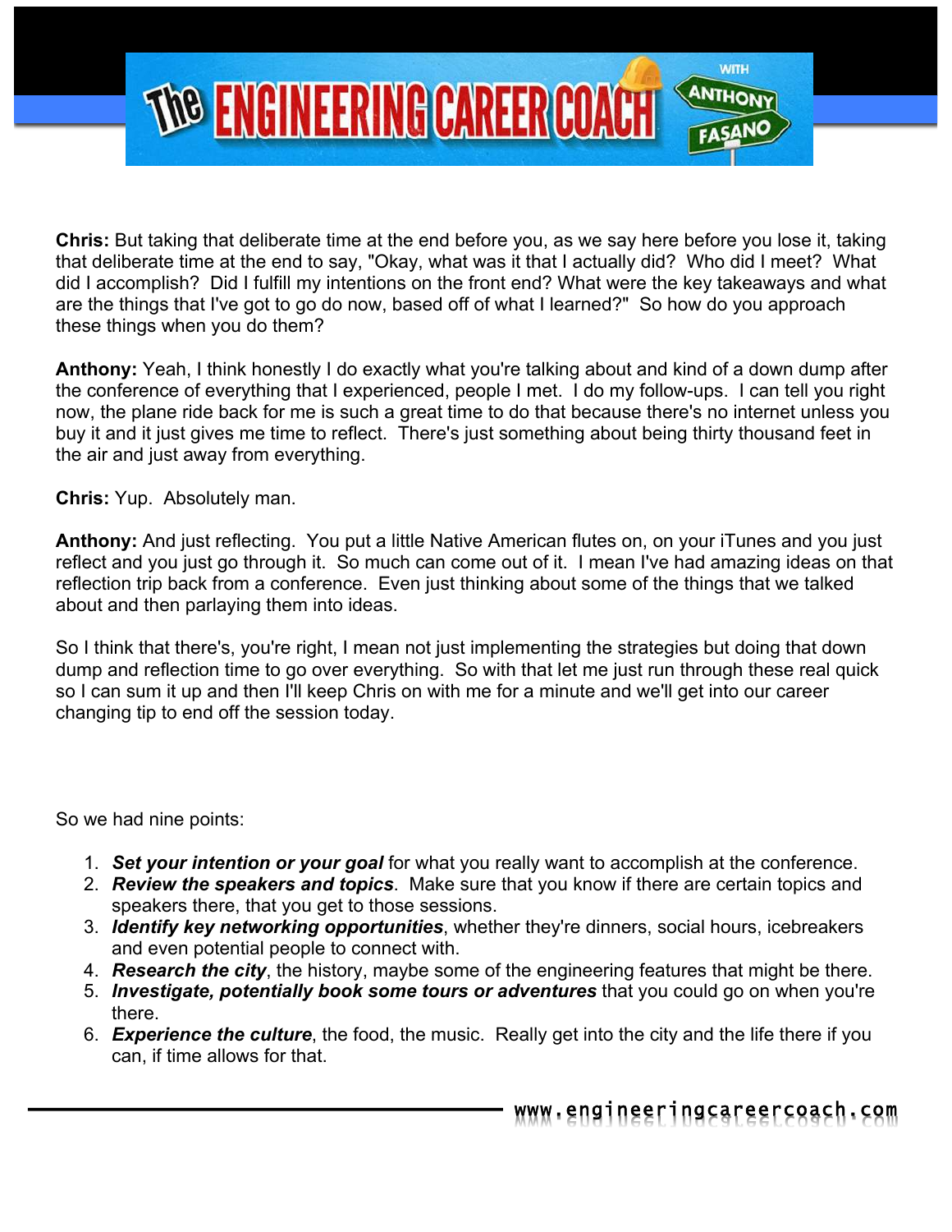**Chris:** But taking that deliberate time at the end before you, as we say here before you lose it, taking that deliberate time at the end to say, "Okay, what was it that I actually did? Who did I meet? What did I accomplish? Did I fulfill my intentions on the front end? What were the key takeaways and what are the things that I've got to go do now, based off of what I learned?" So how do you approach these things when you do them?

**Anthony:** Yeah, I think honestly I do exactly what you're talking about and kind of a down dump after the conference of everything that I experienced, people I met. I do my follow-ups. I can tell you right now, the plane ride back for me is such a great time to do that because there's no internet unless you buy it and it just gives me time to reflect. There's just something about being thirty thousand feet in the air and just away from everything.

**Chris:** Yup. Absolutely man.

**Anthony:** And just reflecting. You put a little Native American flutes on, on your iTunes and you just reflect and you just go through it. So much can come out of it. I mean I've had amazing ideas on that reflection trip back from a conference. Even just thinking about some of the things that we talked about and then parlaying them into ideas.

So I think that there's, you're right, I mean not just implementing the strategies but doing that down dump and reflection time to go over everything. So with that let me just run through these real quick so I can sum it up and then I'll keep Chris on with me for a minute and we'll get into our career changing tip to end off the session today.

So we had nine points:

1. ***Set your intention or your goal*** for what you really want to accomplish at the conference.
2. ***Review the speakers and topics***. Make sure that you know if there are certain topics and speakers there, that you get to those sessions.
3. ***Identify key networking opportunities***, whether they're dinners, social hours, icebreakers and even potential people to connect with.
4. ***Research the city***, the history, maybe some of the engineering features that might be there.
5. ***Investigate, potentially book some tours or adventures*** that you could go on when you're there.
6. ***Experience the culture***, the food, the music. Really get into the city and the life there if you can, if time allows for that.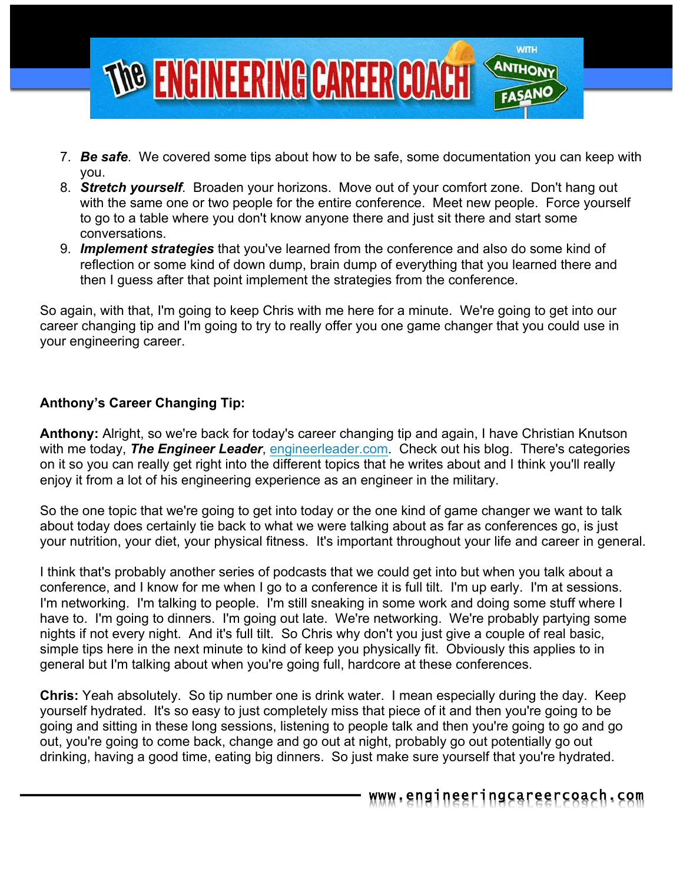7. ***Be safe***. We covered some tips about how to be safe, some documentation you can keep with you.
8. ***Stretch yourself***. Broaden your horizons. Move out of your comfort zone. Don't hang out with the same one or two people for the entire conference. Meet new people. Force yourself to go to a table where you don't know anyone there and just sit there and start some conversations.
9. ***Implement strategies*** that you've learned from the conference and also do some kind of reflection or some kind of down dump, brain dump of everything that you learned there and then I guess after that point implement the strategies from the conference.

So again, with that, I'm going to keep Chris with me here for a minute. We're going to get into our career changing tip and I'm going to try to really offer you one game changer that you could use in your engineering career.

**Anthony's Career Changing Tip:**

**Anthony:** Alright, so we're back for today's career changing tip and again, I have Christian Knutson with me today, ***The Engineer Leader***, [engineerleader.com](engineerleader.com). Check out his blog. There's categories on it so you can really get right into the different topics that he writes about and I think you'll really enjoy it from a lot of his engineering experience as an engineer in the military.

So the one topic that we're going to get into today or the one kind of game changer we want to talk about today does certainly tie back to what we were talking about as far as conferences go, is just your nutrition, your diet, your physical fitness. It's important throughout your life and career in general.

I think that's probably another series of podcasts that we could get into but when you talk about a conference, and I know for me when I go to a conference it is full tilt. I'm up early. I'm at sessions. I'm networking. I'm talking to people. I'm still sneaking in some work and doing some stuff where I have to. I'm going to dinners. I'm going out late. We're networking. We're probably partying some nights if not every night. And it's full tilt. So Chris why don't you just give a couple of real basic, simple tips here in the next minute to kind of keep you physically fit. Obviously this applies to in general but I'm talking about when you're going full, hardcore at these conferences.

**Chris:** Yeah absolutely. So tip number one is drink water. I mean especially during the day. Keep yourself hydrated. It's so easy to just completely miss that piece of it and then you're going to be going and sitting in these long sessions, listening to people talk and then you're going to go and go out, you're going to come back, change and go out at night, probably go out potentially go out drinking, having a good time, eating big dinners. So just make sure yourself that you're hydrated.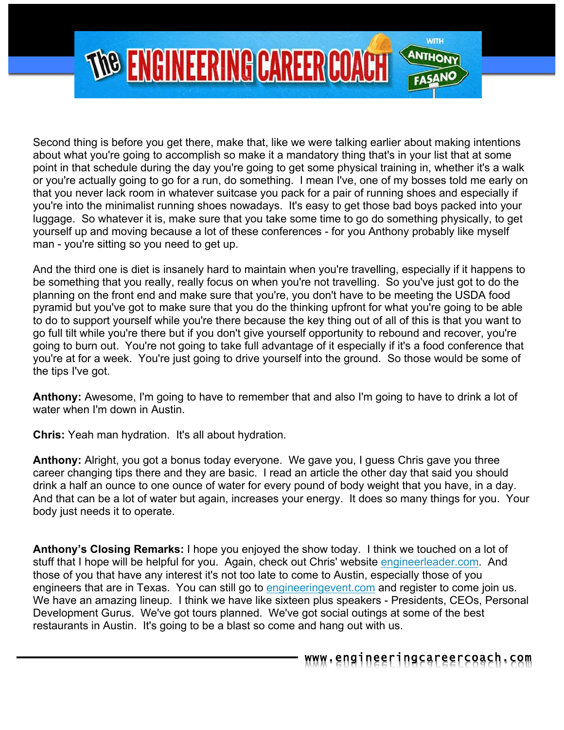Second thing is before you get there, make that, like we were talking earlier about making intentions about what you're going to accomplish so make it a mandatory thing that's in your list that at some point in that schedule during the day you're going to get some physical training in, whether it's a walk or you're actually going to go for a run, do something. I mean I've, one of my bosses told me early on that you never lack room in whatever suitcase you pack for a pair of running shoes and especially if you're into the minimalist running shoes nowadays. It's easy to get those bad boys packed into your luggage. So whatever it is, make sure that you take some time to go do something physically, to get yourself up and moving because a lot of these conferences - for you Anthony probably like myself man - you're sitting so you need to get up.

And the third one is diet is insanely hard to maintain when you're travelling, especially if it happens to be something that you really, really focus on when you're not travelling. So you've just got to do the planning on the front end and make sure that you're, you don't have to be meeting the USDA food pyramid but you've got to make sure that you do the thinking upfront for what you're going to be able to do to support yourself while you're there because the key thing out of all of this is that you want to go full tilt while you're there but if you don't give yourself opportunity to rebound and recover, you're going to burn out. You're not going to take full advantage of it especially if it's a food conference that you're at for a week. You're just going to drive yourself into the ground. So those would be some of the tips I've got.

**Anthony:** Awesome, I'm going to have to remember that and also I'm going to have to drink a lot of water when I'm down in Austin.

**Chris:** Yeah man hydration. It's all about hydration.

**Anthony:** Alright, you got a bonus today everyone. We gave you, I guess Chris gave you three career changing tips there and they are basic. I read an article the other day that said you should drink a half an ounce to one ounce of water for every pound of body weight that you have, in a day. And that can be a lot of water but again, increases your energy. It does so many things for you. Your body just needs it to operate.

**Anthony's Closing Remarks:** I hope you enjoyed the show today. I think we touched on a lot of stuff that I hope will be helpful for you. Again, check out Chris' website engineerleader.com. And those of you that have any interest it's not too late to come to Austin, especially those of you engineers that are in Texas. You can still go to engineeringevent.com and register to come join us. We have an amazing lineup. I think we have like sixteen plus speakers - Presidents, CEOs, Personal Development Gurus. We've got tours planned. We've got social outings at some of the best restaurants in Austin. It's going to be a blast so come and hang out with us.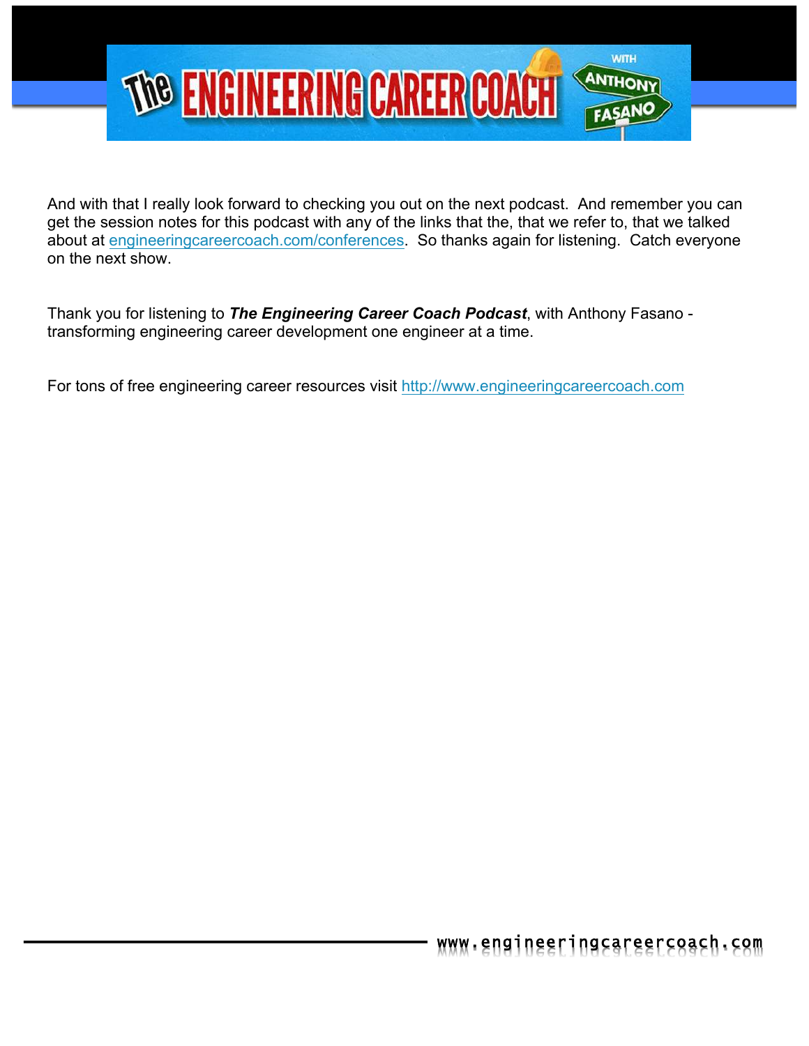And with that I really look forward to checking you out on the next podcast. And remember you can get the session notes for this podcast with any of the links that the, that we refer to, that we talked about at engineeringcareercoach.com/conferences. So thanks again for listening. Catch everyone on the next show.

Thank you for listening to ***The Engineering Career Coach Podcast***, with Anthony Fasano - transforming engineering career development one engineer at a time.

For tons of free engineering career resources visit http://www.engineeringcareercoach.com